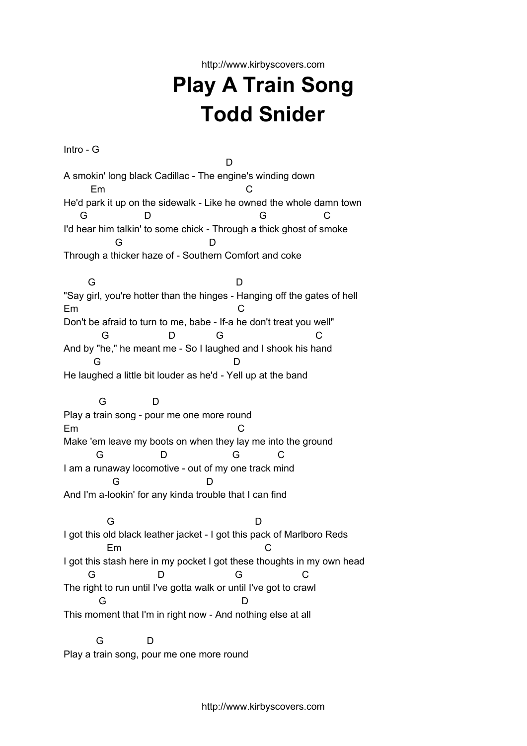# Play A Train Song
# Todd Snider

```
Intro - G
                                                    D
A smokin' long black Cadillac - The engine's winding down
         Em                                        C
He'd park it up on the sidewalk - Like he owned the whole damn town
     G                 D                            G                  C
I'd hear him talkin' to some chick - Through a thick ghost of smoke
               G                          D
Through a thicker haze of - Southern Comfort and coke

       G                                        D
"Say girl, you're hotter than the hinges - Hanging off the gates of hell
Em                                          C
Don't be afraid to turn to me, babe - If-a he don't treat you well"
            G                D            G                          C
And by "he," he meant me - So I laughed and I shook his hand
        G                                       D
He laughed a little bit louder as he'd - Yell up at the band

           G              D
Play a train song - pour me one more round
Em                                             C
Make 'em leave my boots on when they lay me into the ground
          G                  D                     G           C
I am a runaway locomotive - out of my one track mind
               G                          D
And I'm a-lookin' for any kinda trouble that I can find

              G                                            D
I got this old black leather jacket - I got this pack of Marlboro Reds
              Em                                           C
I got this stash here in my pocket I got these thoughts in my own head
       G                   D                   G                C
The right to run until I've gotta walk or until I've got to crawl
          G                                     D
This moment that I'm in right now - And nothing else at all

          G             D
Play a train song, pour me one more round
```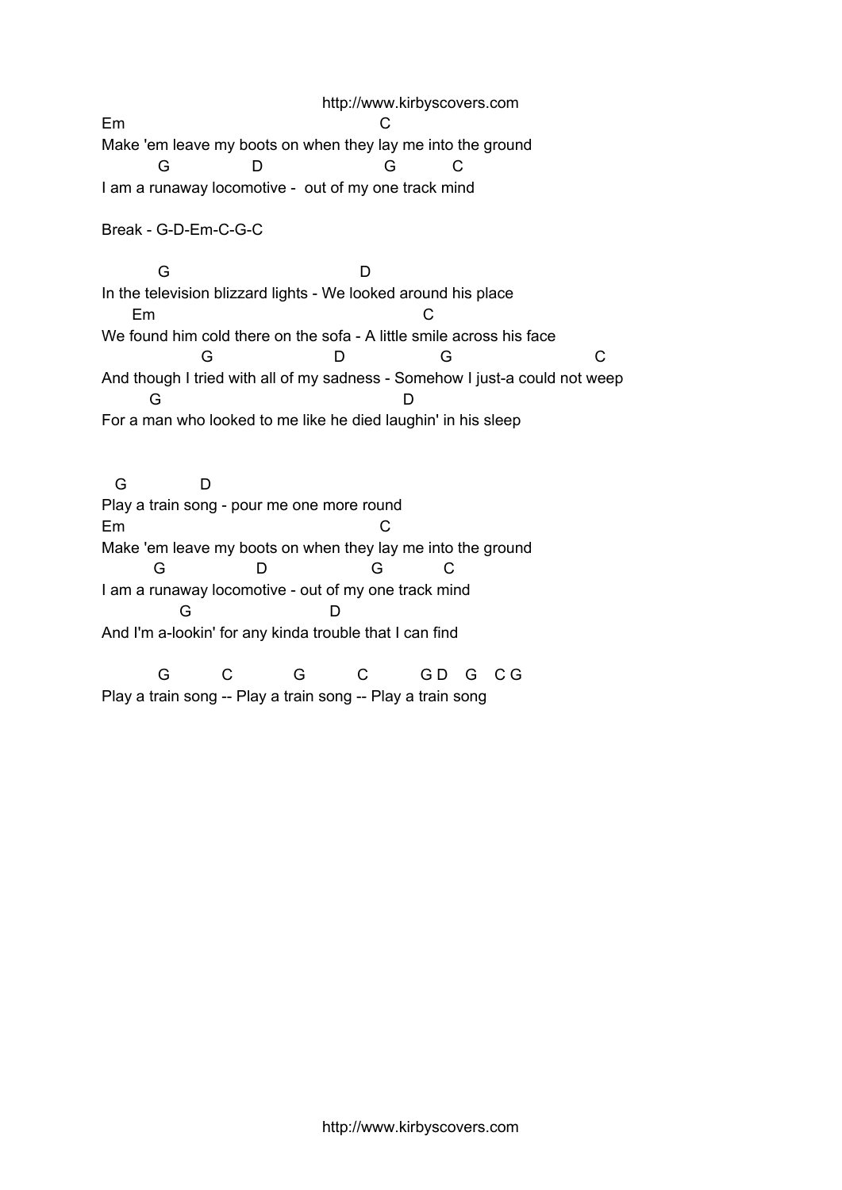```
Em                                          C
Make 'em leave my boots on when they lay me into the ground
         G              D                    G          C
I am a runaway locomotive -  out of my one track mind

Break - G-D-Em-C-G-C

         G                                D
In the television blizzard lights - We looked around his place
     Em                                         C
We found him cold there on the sofa - A little smile across his face
                G                D              G                         C
And though I tried with all of my sadness - Somehow I just-a could not weep
        G                                     D
For a man who looked to me like he died laughin' in his sleep


  G             D
Play a train song - pour me one more round
Em                                          C
Make 'em leave my boots on when they lay me into the ground
        G               D                   G           C
I am a runaway locomotive - out of my one track mind
             G                          D
And I'm a-lookin' for any kinda trouble that I can find

         G          C           G          C         G D   G   C G
Play a train song -- Play a train song -- Play a train song
```